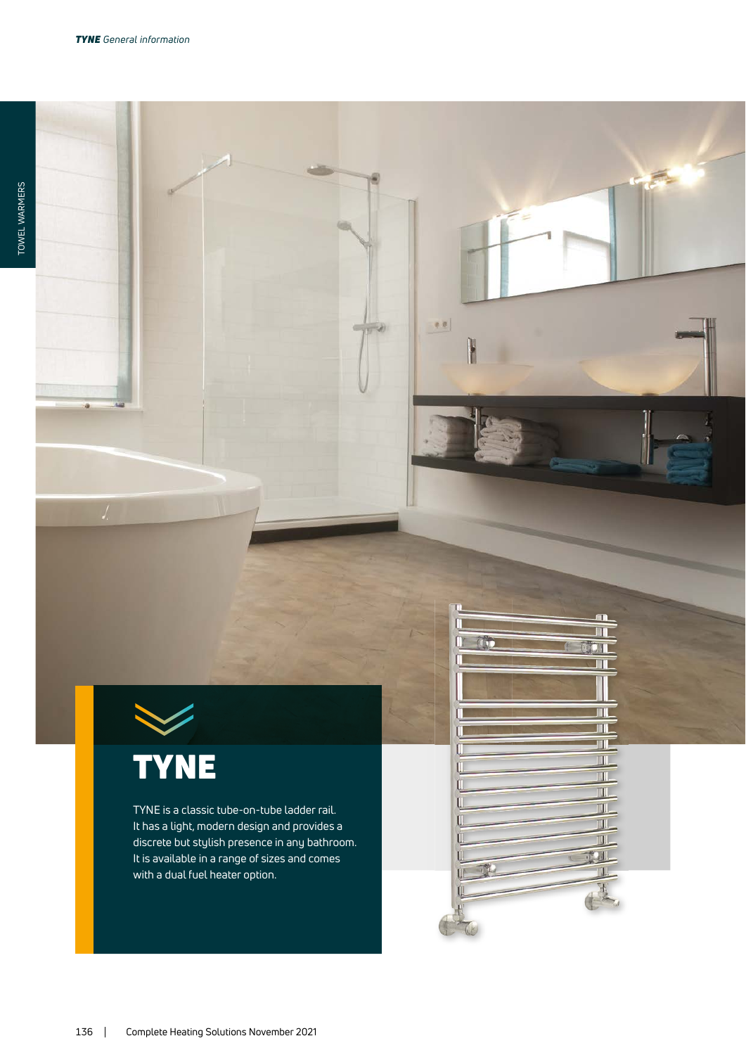# TYNE

TYNE is a classic tube-on-tube ladder rail. It has a light, modern design and provides a discrete but stylish presence in any bathroom. It is available in a range of sizes and comes with a dual fuel heater option.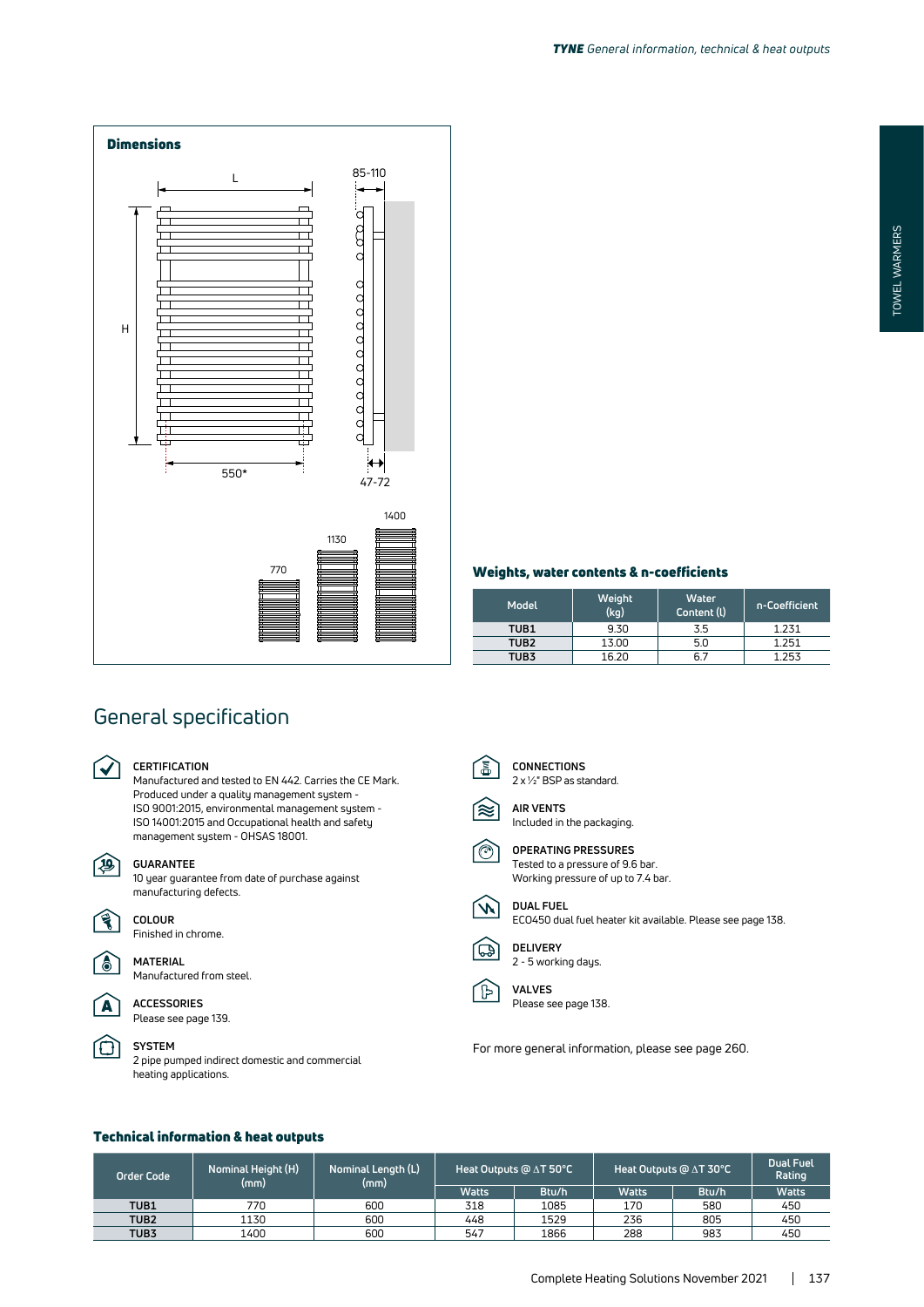## Dimensions

L

85-110

H

550*

47-72

770

1130

1400

## Weights, water contents & n-coefficients

| Model | Weight (kg) | Water Content (l) | n-Coefficient |
|---|---|---|---|
| TUB1 | 9.30 | 3.5 | 1.231 |
| TUB2 | 13.00 | 5.0 | 1.251 |
| TUB3 | 16.20 | 6.7 | 1.253 |

# General specification

**CERTIFICATION**
Manufactured and tested to EN 442. Carries the CE Mark. Produced under a quality management system - ISO 9001:2015, environmental management system - ISO 14001:2015 and Occupational health and safety management system - OHSAS 18001.

**GUARANTEE**
10 year guarantee from date of purchase against manufacturing defects.

**COLOUR**
Finished in chrome.

**MATERIAL**
Manufactured from steel.

**ACCESSORIES**
Please see page 139.

**SYSTEM**
2 pipe pumped indirect domestic and commercial heating applications.

**CONNECTIONS**
2 x ½" BSP as standard.

**AIR VENTS**
Included in the packaging.

**OPERATING PRESSURES**
Tested to a pressure of 9.6 bar.
Working pressure of up to 7.4 bar.

**DUAL FUEL**
ECO450 dual fuel heater kit available. Please see page 138.

**DELIVERY**
2 - 5 working days.

**VALVES**
Please see page 138.

For more general information, please see page 260.

## Technical information & heat outputs

| Order Code | Nominal Height (H) (mm) | Nominal Length (L) (mm) | Heat Outputs @ ∆T 50°C | | Heat Outputs @ ∆T 30°C | | Dual Fuel Rating |
|---|---|---|---|---|---|---|---|
| | | | Watts | Btu/h | Watts | Btu/h | Watts |
| TUB1 | 770 | 600 | 318 | 1085 | 170 | 580 | 450 |
| TUB2 | 1130 | 600 | 448 | 1529 | 236 | 805 | 450 |
| TUB3 | 1400 | 600 | 547 | 1866 | 288 | 983 | 450 |